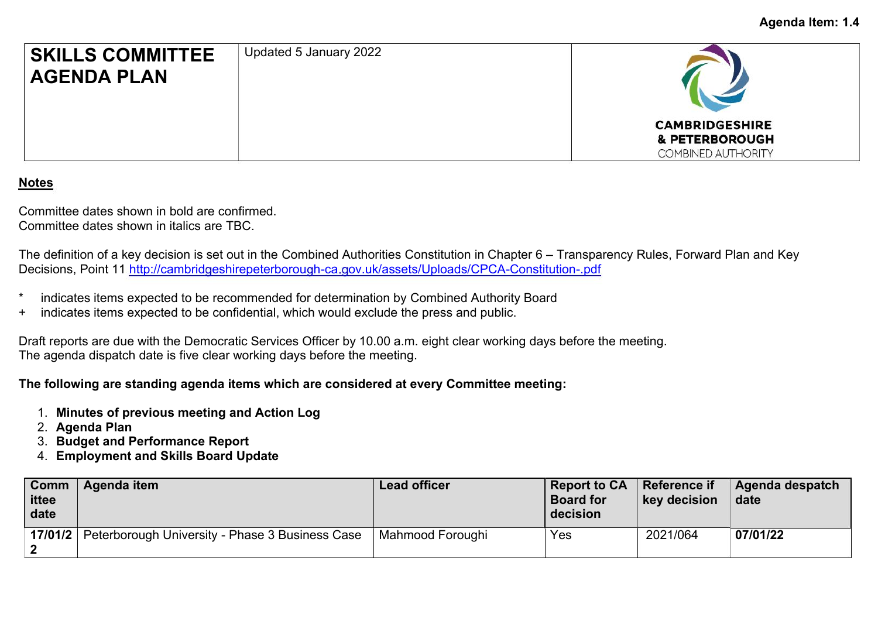Agenda Item: 1.4

| **SKILLS COMMITTEE AGENDA PLAN** | Updated 5 January 2022 | CAMBRIDGESHIRE & PETERBOROUGH COMBINED AUTHORITY |
|---|---|---|

**Notes**

Committee dates shown in bold are confirmed.
Committee dates shown in italics are TBC.

The definition of a key decision is set out in the Combined Authorities Constitution in Chapter 6 – Transparency Rules, Forward Plan and Key Decisions, Point 11 http://cambridgeshirepeterborough-ca.gov.uk/assets/Uploads/CPCA-Constitution-.pdf

- \* indicates items expected to be recommended for determination by Combined Authority Board
- \+ indicates items expected to be confidential, which would exclude the press and public.

Draft reports are due with the Democratic Services Officer by 10.00 a.m. eight clear working days before the meeting.
The agenda dispatch date is five clear working days before the meeting.

**The following are standing agenda items which are considered at every Committee meeting:**

1. **Minutes of previous meeting and Action Log**
2. **Agenda Plan**
3. **Budget and Performance Report**
4. **Employment and Skills Board Update**

| Committee date | Agenda item | Lead officer | Report to CA Board for decision | Reference if key decision | Agenda despatch date |
|---|---|---|---|---|---|
| **17/01/22** | Peterborough University - Phase 3 Business Case | Mahmood Foroughi | Yes | 2021/064 | **07/01/22** |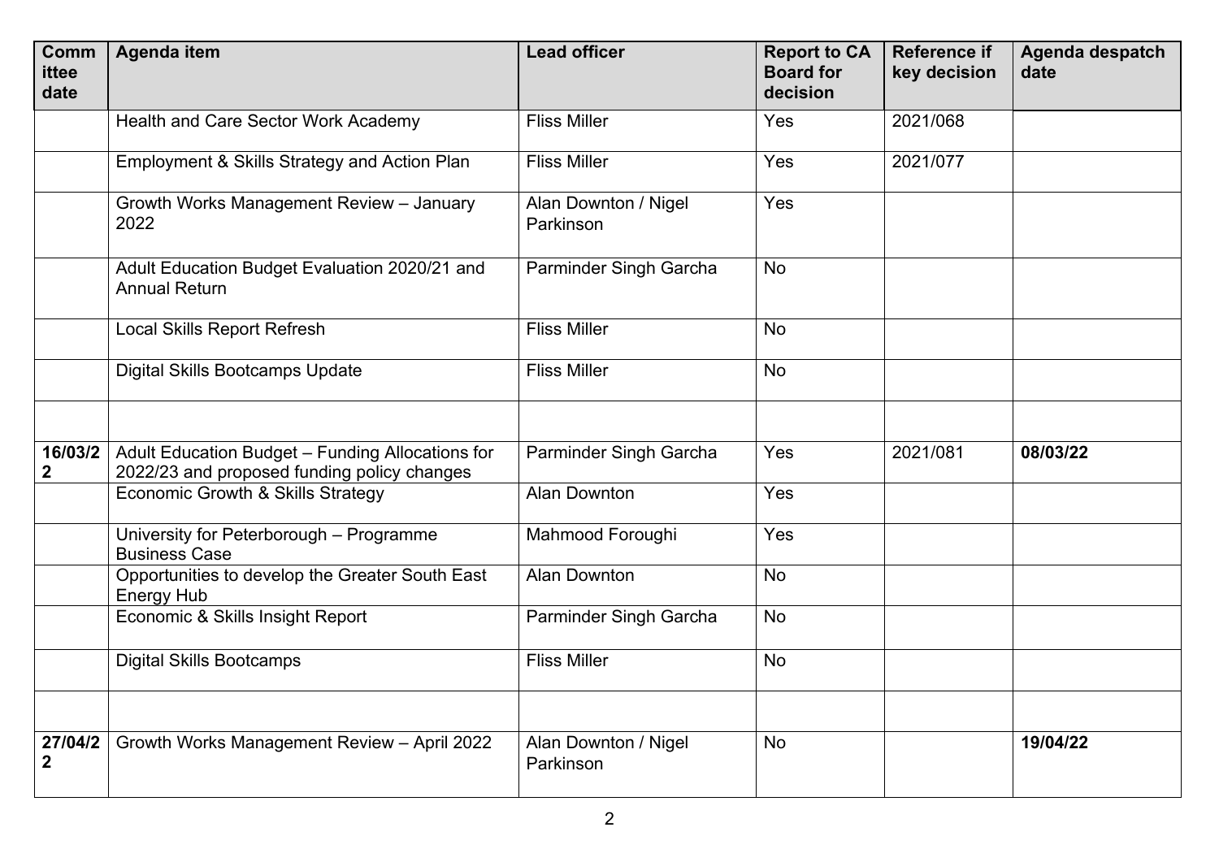| Committee date | Agenda item | Lead officer | Report to CA Board for decision | Reference if key decision | Agenda despatch date |
|---|---|---|---|---|---|
| | Health and Care Sector Work Academy | Fliss Miller | Yes | 2021/068 | |
| | Employment & Skills Strategy and Action Plan | Fliss Miller | Yes | 2021/077 | |
| | Growth Works Management Review – January 2022 | Alan Downton / Nigel Parkinson | Yes | | |
| | Adult Education Budget Evaluation 2020/21 and Annual Return | Parminder Singh Garcha | No | | |
| | Local Skills Report Refresh | Fliss Miller | No | | |
| | Digital Skills Bootcamps Update | Fliss Miller | No | | |
| | | | | | |
| **16/03/22** | Adult Education Budget – Funding Allocations for 2022/23 and proposed funding policy changes | Parminder Singh Garcha | Yes | 2021/081 | **08/03/22** |
| | Economic Growth & Skills Strategy | Alan Downton | Yes | | |
| | University for Peterborough – Programme Business Case | Mahmood Foroughi | Yes | | |
| | Opportunities to develop the Greater South East Energy Hub | Alan Downton | No | | |
| | Economic & Skills Insight Report | Parminder Singh Garcha | No | | |
| | Digital Skills Bootcamps | Fliss Miller | No | | |
| | | | | | |
| **27/04/22** | Growth Works Management Review – April 2022 | Alan Downton / Nigel Parkinson | No | | **19/04/22** |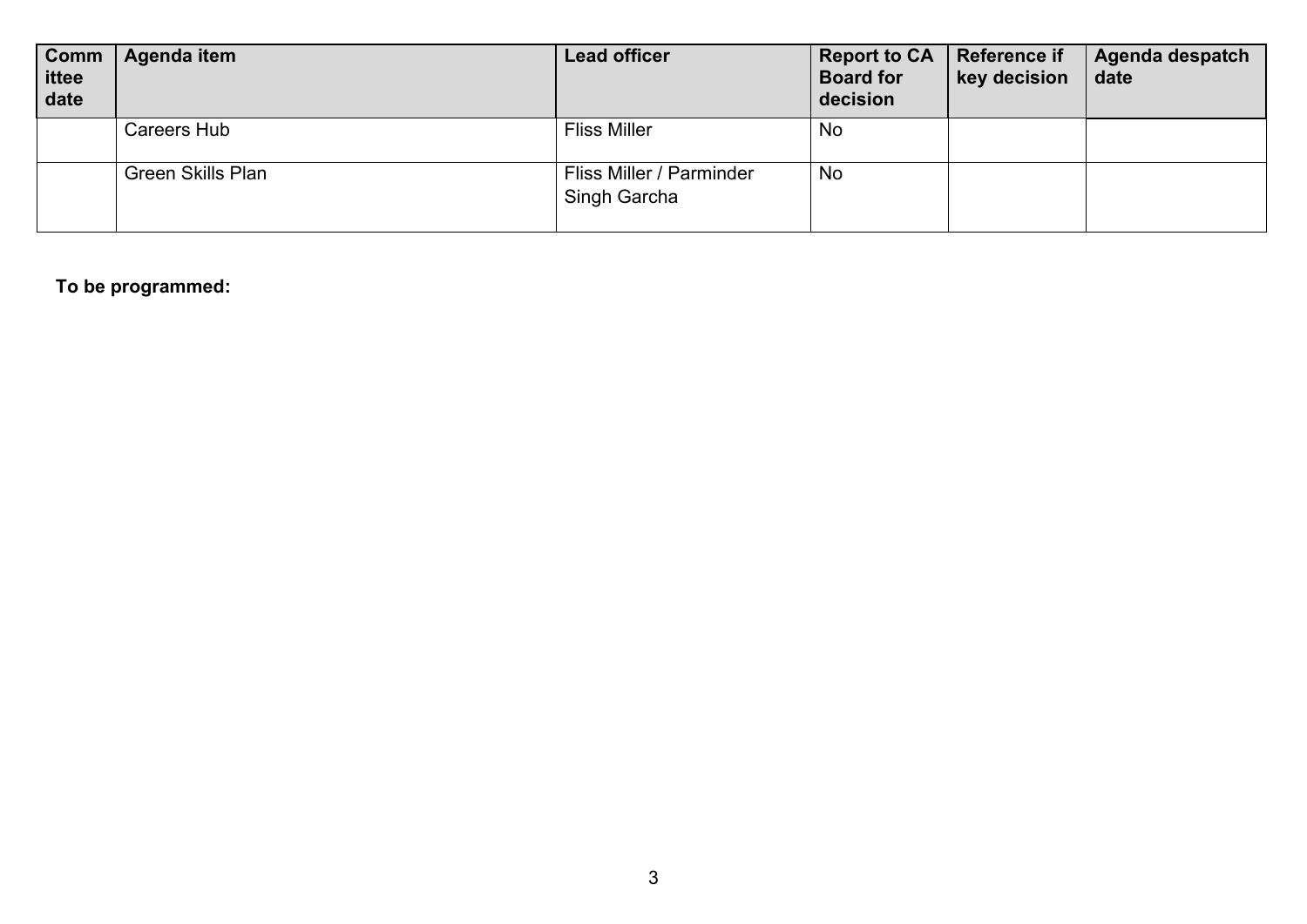| Committee date | Agenda item | Lead officer | Report to CA Board for decision | Reference if key decision | Agenda despatch date |
|---|---|---|---|---|---|
| | Careers Hub | Fliss Miller | No | | |
| | Green Skills Plan | Fliss Miller / Parminder Singh Garcha | No | | |

**To be programmed:**